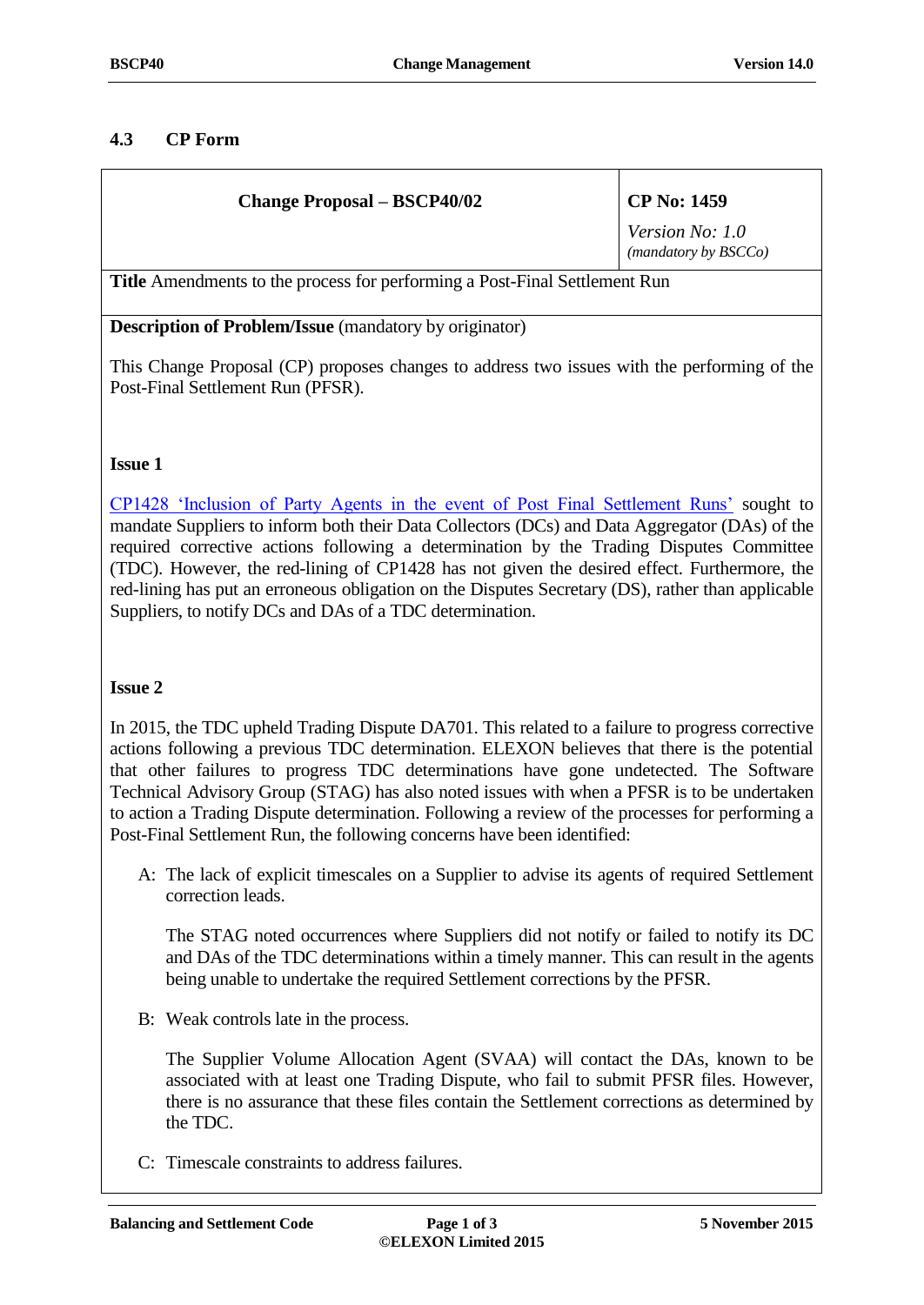## 4.3 CP Form

| Change Proposal – BSCP40/02 | CP No: 1459<br>*Version No: 1.0*<br>*(mandatory by BSCCo)* |
|---|---|

**Title** Amendments to the process for performing a Post-Final Settlement Run

**Description of Problem/Issue** (mandatory by originator)

This Change Proposal (CP) proposes changes to address two issues with the performing of the Post-Final Settlement Run (PFSR).

**Issue 1**

CP1428 'Inclusion of Party Agents in the event of Post Final Settlement Runs' sought to mandate Suppliers to inform both their Data Collectors (DCs) and Data Aggregator (DAs) of the required corrective actions following a determination by the Trading Disputes Committee (TDC). However, the red-lining of CP1428 has not given the desired effect. Furthermore, the red-lining has put an erroneous obligation on the Disputes Secretary (DS), rather than applicable Suppliers, to notify DCs and DAs of a TDC determination.

**Issue 2**

In 2015, the TDC upheld Trading Dispute DA701. This related to a failure to progress corrective actions following a previous TDC determination. ELEXON believes that there is the potential that other failures to progress TDC determinations have gone undetected. The Software Technical Advisory Group (STAG) has also noted issues with when a PFSR is to be undertaken to action a Trading Dispute determination. Following a review of the processes for performing a Post-Final Settlement Run, the following concerns have been identified:

A: The lack of explicit timescales on a Supplier to advise its agents of required Settlement correction leads.

The STAG noted occurrences where Suppliers did not notify or failed to notify its DC and DAs of the TDC determinations within a timely manner. This can result in the agents being unable to undertake the required Settlement corrections by the PFSR.

B: Weak controls late in the process.

The Supplier Volume Allocation Agent (SVAA) will contact the DAs, known to be associated with at least one Trading Dispute, who fail to submit PFSR files. However, there is no assurance that these files contain the Settlement corrections as determined by the TDC.

C: Timescale constraints to address failures.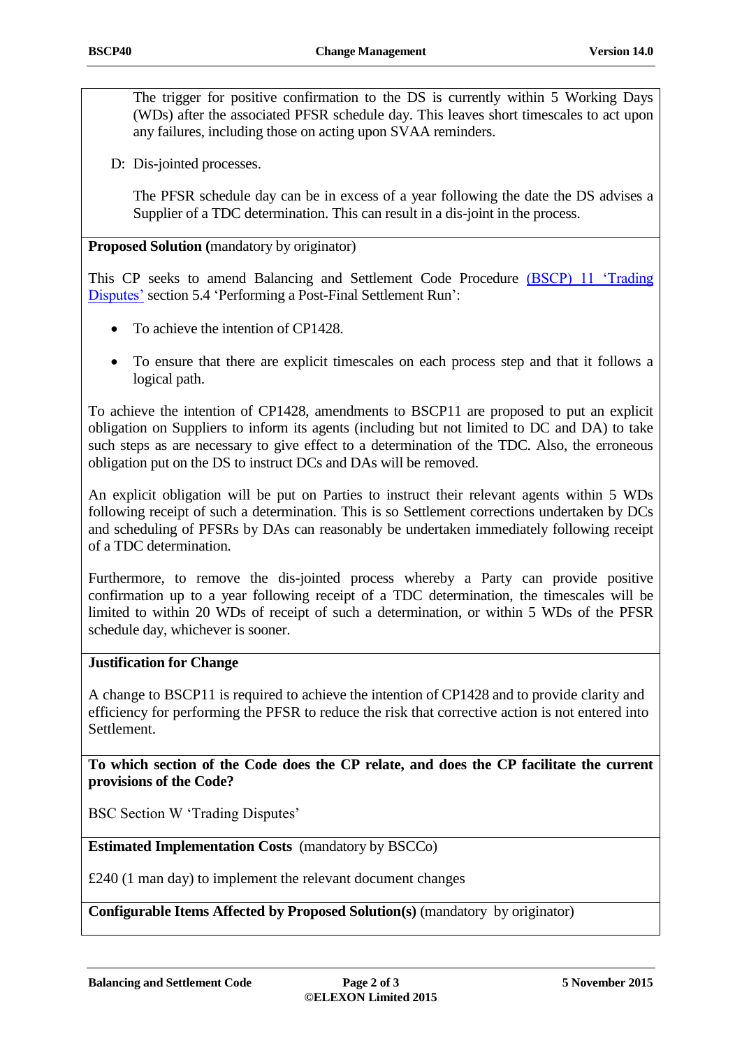The trigger for positive confirmation to the DS is currently within 5 Working Days (WDs) after the associated PFSR schedule day. This leaves short timescales to act upon any failures, including those on acting upon SVAA reminders.

D: Dis-jointed processes.

The PFSR schedule day can be in excess of a year following the date the DS advises a Supplier of a TDC determination. This can result in a dis-joint in the process.

**Proposed Solution (**mandatory by originator)

This CP seeks to amend Balancing and Settlement Code Procedure (BSCP) 11 'Trading Disputes' section 5.4 'Performing a Post-Final Settlement Run':

- To achieve the intention of CP1428.
- To ensure that there are explicit timescales on each process step and that it follows a logical path.

To achieve the intention of CP1428, amendments to BSCP11 are proposed to put an explicit obligation on Suppliers to inform its agents (including but not limited to DC and DA) to take such steps as are necessary to give effect to a determination of the TDC. Also, the erroneous obligation put on the DS to instruct DCs and DAs will be removed.

An explicit obligation will be put on Parties to instruct their relevant agents within 5 WDs following receipt of such a determination. This is so Settlement corrections undertaken by DCs and scheduling of PFSRs by DAs can reasonably be undertaken immediately following receipt of a TDC determination.

Furthermore, to remove the dis-jointed process whereby a Party can provide positive confirmation up to a year following receipt of a TDC determination, the timescales will be limited to within 20 WDs of receipt of such a determination, or within 5 WDs of the PFSR schedule day, whichever is sooner.

**Justification for Change**

A change to BSCP11 is required to achieve the intention of CP1428 and to provide clarity and efficiency for performing the PFSR to reduce the risk that corrective action is not entered into Settlement.

**To which section of the Code does the CP relate, and does the CP facilitate the current provisions of the Code?**

BSC Section W 'Trading Disputes'

**Estimated Implementation Costs** (mandatory by BSCCo)

£240 (1 man day) to implement the relevant document changes

**Configurable Items Affected by Proposed Solution(s)** (mandatory by originator)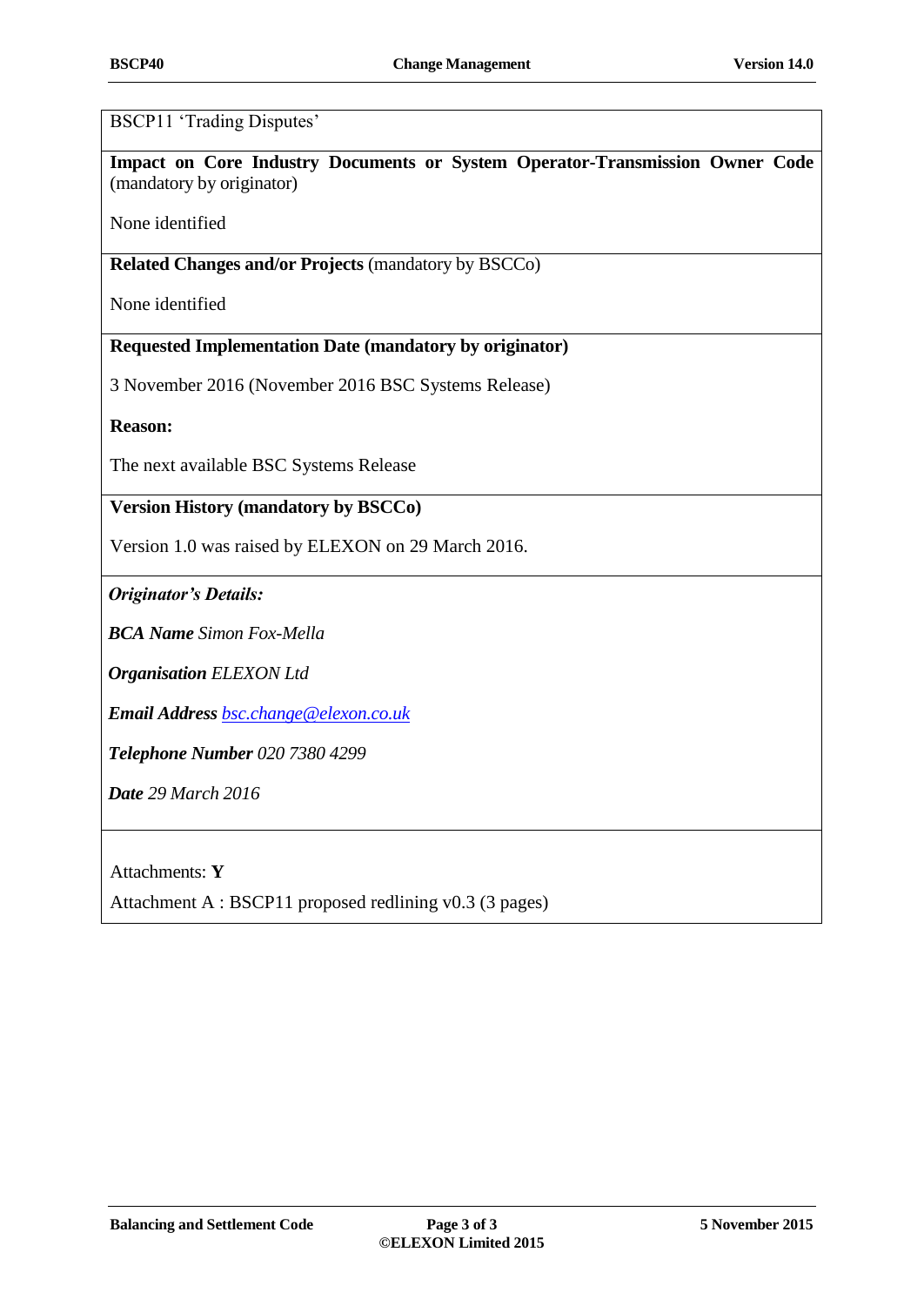BSCP11 'Trading Disputes'

**Impact on Core Industry Documents or System Operator-Transmission Owner Code** (mandatory by originator)

None identified

**Related Changes and/or Projects** (mandatory by BSCCo)

None identified

**Requested Implementation Date (mandatory by originator)**

3 November 2016 (November 2016 BSC Systems Release)

**Reason:**

The next available BSC Systems Release

**Version History (mandatory by BSCCo)**

Version 1.0 was raised by ELEXON on 29 March 2016.

***Originator's Details:***

***BCA Name*** *Simon Fox-Mella*

***Organisation*** *ELEXON Ltd*

***Email Address*** *bsc.change@elexon.co.uk*

***Telephone Number*** *020 7380 4299*

***Date*** *29 March 2016*

Attachments: **Y**

Attachment A : BSCP11 proposed redlining v0.3 (3 pages)